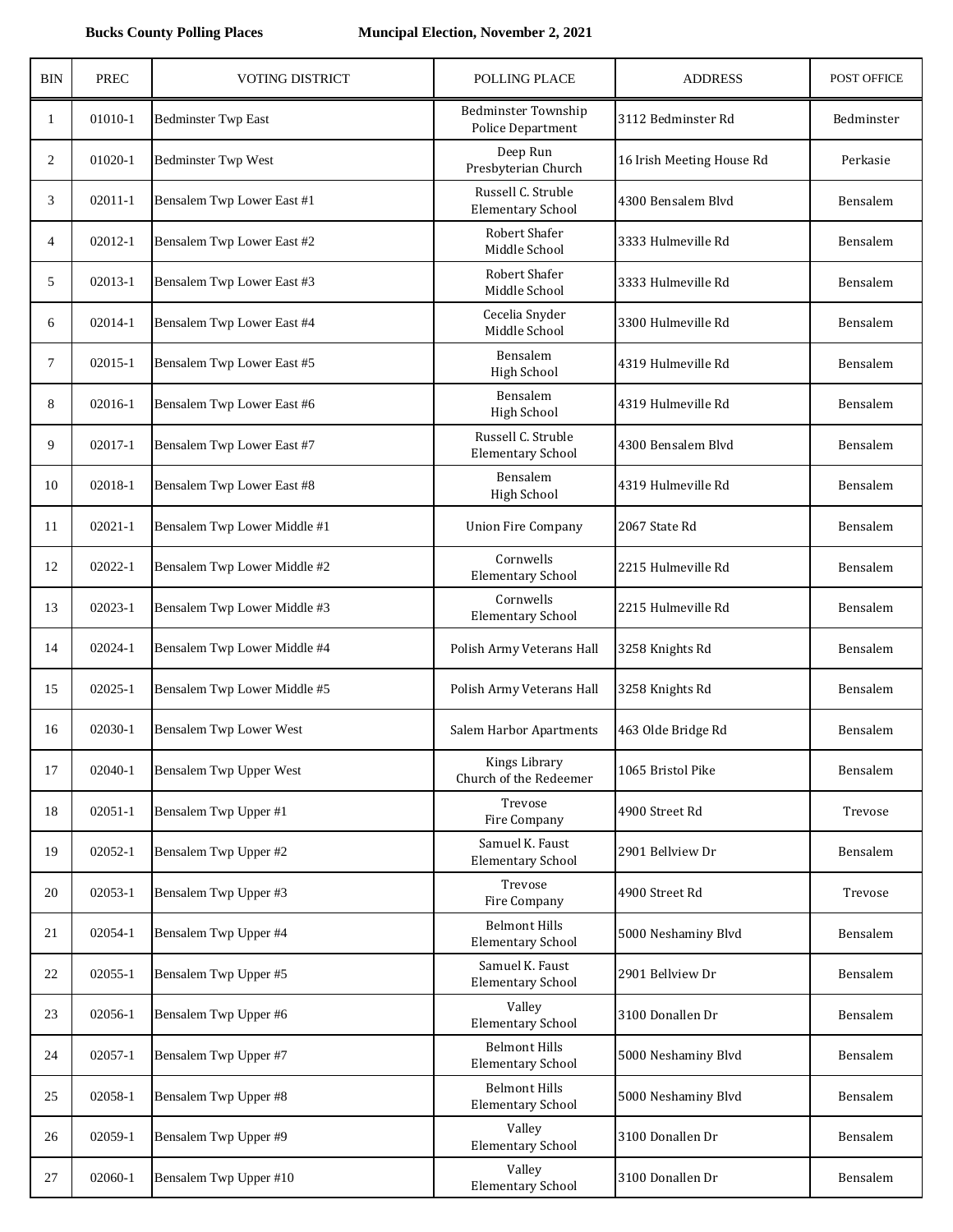**Bucks County Polling Places** **Muncipal Election, November 2, 2021**

| BIN | PREC | VOTING DISTRICT | POLLING PLACE | ADDRESS | POST OFFICE |
|---|---|---|---|---|---|
| 1 | 01010-1 | Bedminster Twp East | Bedminster Township Police Department | 3112 Bedminster Rd | Bedminster |
| 2 | 01020-1 | Bedminster Twp West | Deep Run Presbyterian Church | 16 Irish Meeting House Rd | Perkasie |
| 3 | 02011-1 | Bensalem Twp Lower East #1 | Russell C. Struble Elementary School | 4300 Bensalem Blvd | Bensalem |
| 4 | 02012-1 | Bensalem Twp Lower East #2 | Robert Shafer Middle School | 3333 Hulmeville Rd | Bensalem |
| 5 | 02013-1 | Bensalem Twp Lower East #3 | Robert Shafer Middle School | 3333 Hulmeville Rd | Bensalem |
| 6 | 02014-1 | Bensalem Twp Lower East #4 | Cecelia Snyder Middle School | 3300 Hulmeville Rd | Bensalem |
| 7 | 02015-1 | Bensalem Twp Lower East #5 | Bensalem High School | 4319 Hulmeville Rd | Bensalem |
| 8 | 02016-1 | Bensalem Twp Lower East #6 | Bensalem High School | 4319 Hulmeville Rd | Bensalem |
| 9 | 02017-1 | Bensalem Twp Lower East #7 | Russell C. Struble Elementary School | 4300 Bensalem Blvd | Bensalem |
| 10 | 02018-1 | Bensalem Twp Lower East #8 | Bensalem High School | 4319 Hulmeville Rd | Bensalem |
| 11 | 02021-1 | Bensalem Twp Lower Middle #1 | Union Fire Company | 2067 State Rd | Bensalem |
| 12 | 02022-1 | Bensalem Twp Lower Middle #2 | Cornwells Elementary School | 2215 Hulmeville Rd | Bensalem |
| 13 | 02023-1 | Bensalem Twp Lower Middle #3 | Cornwells Elementary School | 2215 Hulmeville Rd | Bensalem |
| 14 | 02024-1 | Bensalem Twp Lower Middle #4 | Polish Army Veterans Hall | 3258 Knights Rd | Bensalem |
| 15 | 02025-1 | Bensalem Twp Lower Middle #5 | Polish Army Veterans Hall | 3258 Knights Rd | Bensalem |
| 16 | 02030-1 | Bensalem Twp Lower West | Salem Harbor Apartments | 463 Olde Bridge Rd | Bensalem |
| 17 | 02040-1 | Bensalem Twp Upper West | Kings Library Church of the Redeemer | 1065 Bristol Pike | Bensalem |
| 18 | 02051-1 | Bensalem Twp Upper #1 | Trevose Fire Company | 4900 Street Rd | Trevose |
| 19 | 02052-1 | Bensalem Twp Upper #2 | Samuel K. Faust Elementary School | 2901 Bellview Dr | Bensalem |
| 20 | 02053-1 | Bensalem Twp Upper #3 | Trevose Fire Company | 4900 Street Rd | Trevose |
| 21 | 02054-1 | Bensalem Twp Upper #4 | Belmont Hills Elementary School | 5000 Neshaminy Blvd | Bensalem |
| 22 | 02055-1 | Bensalem Twp Upper #5 | Samuel K. Faust Elementary School | 2901 Bellview Dr | Bensalem |
| 23 | 02056-1 | Bensalem Twp Upper #6 | Valley Elementary School | 3100 Donallen Dr | Bensalem |
| 24 | 02057-1 | Bensalem Twp Upper #7 | Belmont Hills Elementary School | 5000 Neshaminy Blvd | Bensalem |
| 25 | 02058-1 | Bensalem Twp Upper #8 | Belmont Hills Elementary School | 5000 Neshaminy Blvd | Bensalem |
| 26 | 02059-1 | Bensalem Twp Upper #9 | Valley Elementary School | 3100 Donallen Dr | Bensalem |
| 27 | 02060-1 | Bensalem Twp Upper #10 | Valley Elementary School | 3100 Donallen Dr | Bensalem |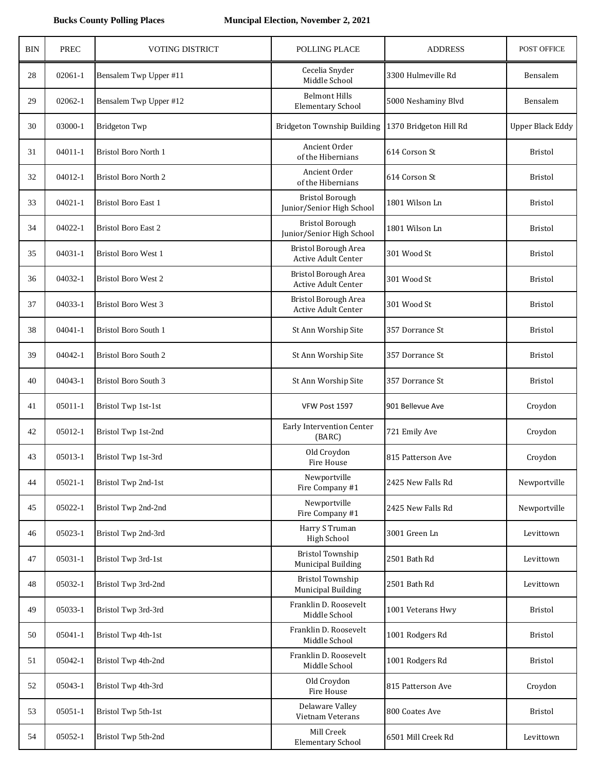**Bucks County Polling Places** **Muncipal Election, November 2, 2021**

| BIN | PREC | VOTING DISTRICT | POLLING PLACE | ADDRESS | POST OFFICE |
|---|---|---|---|---|---|
| 28 | 02061-1 | Bensalem Twp Upper #11 | Cecelia Snyder Middle School | 3300 Hulmeville Rd | Bensalem |
| 29 | 02062-1 | Bensalem Twp Upper #12 | Belmont Hills Elementary School | 5000 Neshaminy Blvd | Bensalem |
| 30 | 03000-1 | Bridgeton Twp | Bridgeton Township Building | 1370 Bridgeton Hill Rd | Upper Black Eddy |
| 31 | 04011-1 | Bristol Boro North 1 | Ancient Order of the Hibernians | 614 Corson St | Bristol |
| 32 | 04012-1 | Bristol Boro North 2 | Ancient Order of the Hibernians | 614 Corson St | Bristol |
| 33 | 04021-1 | Bristol Boro East 1 | Bristol Borough Junior/Senior High School | 1801 Wilson Ln | Bristol |
| 34 | 04022-1 | Bristol Boro East 2 | Bristol Borough Junior/Senior High School | 1801 Wilson Ln | Bristol |
| 35 | 04031-1 | Bristol Boro West 1 | Bristol Borough Area Active Adult Center | 301 Wood St | Bristol |
| 36 | 04032-1 | Bristol Boro West 2 | Bristol Borough Area Active Adult Center | 301 Wood St | Bristol |
| 37 | 04033-1 | Bristol Boro West 3 | Bristol Borough Area Active Adult Center | 301 Wood St | Bristol |
| 38 | 04041-1 | Bristol Boro South 1 | St Ann Worship Site | 357 Dorrance St | Bristol |
| 39 | 04042-1 | Bristol Boro South 2 | St Ann Worship Site | 357 Dorrance St | Bristol |
| 40 | 04043-1 | Bristol Boro South 3 | St Ann Worship Site | 357 Dorrance St | Bristol |
| 41 | 05011-1 | Bristol Twp 1st-1st | VFW Post 1597 | 901 Bellevue Ave | Croydon |
| 42 | 05012-1 | Bristol Twp 1st-2nd | Early Intervention Center (BARC) | 721 Emily Ave | Croydon |
| 43 | 05013-1 | Bristol Twp 1st-3rd | Old Croydon Fire House | 815 Patterson Ave | Croydon |
| 44 | 05021-1 | Bristol Twp 2nd-1st | Newportville Fire Company #1 | 2425 New Falls Rd | Newportville |
| 45 | 05022-1 | Bristol Twp 2nd-2nd | Newportville Fire Company #1 | 2425 New Falls Rd | Newportville |
| 46 | 05023-1 | Bristol Twp 2nd-3rd | Harry S Truman High School | 3001 Green Ln | Levittown |
| 47 | 05031-1 | Bristol Twp 3rd-1st | Bristol Township Municipal Building | 2501 Bath Rd | Levittown |
| 48 | 05032-1 | Bristol Twp 3rd-2nd | Bristol Township Municipal Building | 2501 Bath Rd | Levittown |
| 49 | 05033-1 | Bristol Twp 3rd-3rd | Franklin D. Roosevelt Middle School | 1001 Veterans Hwy | Bristol |
| 50 | 05041-1 | Bristol Twp 4th-1st | Franklin D. Roosevelt Middle School | 1001 Rodgers Rd | Bristol |
| 51 | 05042-1 | Bristol Twp 4th-2nd | Franklin D. Roosevelt Middle School | 1001 Rodgers Rd | Bristol |
| 52 | 05043-1 | Bristol Twp 4th-3rd | Old Croydon Fire House | 815 Patterson Ave | Croydon |
| 53 | 05051-1 | Bristol Twp 5th-1st | Delaware Valley Vietnam Veterans | 800 Coates Ave | Bristol |
| 54 | 05052-1 | Bristol Twp 5th-2nd | Mill Creek Elementary School | 6501 Mill Creek Rd | Levittown |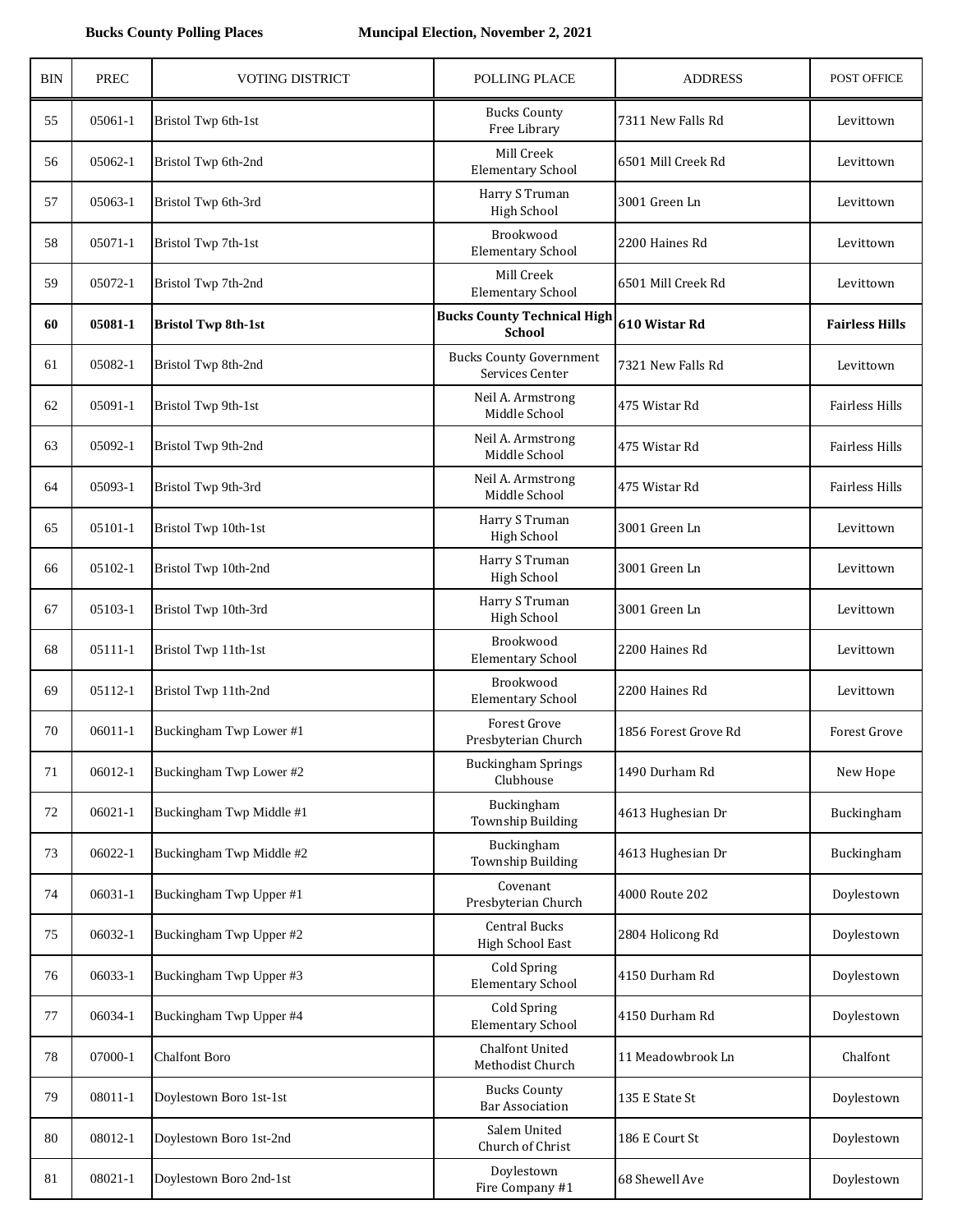**Bucks County Polling Places** **Muncipal Election, November 2, 2021**

| BIN | PREC | VOTING DISTRICT | POLLING PLACE | ADDRESS | POST OFFICE |
|---|---|---|---|---|---|
| 55 | 05061-1 | Bristol Twp 6th-1st | Bucks County Free Library | 7311 New Falls Rd | Levittown |
| 56 | 05062-1 | Bristol Twp 6th-2nd | Mill Creek Elementary School | 6501 Mill Creek Rd | Levittown |
| 57 | 05063-1 | Bristol Twp 6th-3rd | Harry S Truman High School | 3001 Green Ln | Levittown |
| 58 | 05071-1 | Bristol Twp 7th-1st | Brookwood Elementary School | 2200 Haines Rd | Levittown |
| 59 | 05072-1 | Bristol Twp 7th-2nd | Mill Creek Elementary School | 6501 Mill Creek Rd | Levittown |
| **60** | **05081-1** | **Bristol Twp 8th-1st** | **Bucks County Technical High School** | **610 Wistar Rd** | **Fairless Hills** |
| 61 | 05082-1 | Bristol Twp 8th-2nd | Bucks County Government Services Center | 7321 New Falls Rd | Levittown |
| 62 | 05091-1 | Bristol Twp 9th-1st | Neil A. Armstrong Middle School | 475 Wistar Rd | Fairless Hills |
| 63 | 05092-1 | Bristol Twp 9th-2nd | Neil A. Armstrong Middle School | 475 Wistar Rd | Fairless Hills |
| 64 | 05093-1 | Bristol Twp 9th-3rd | Neil A. Armstrong Middle School | 475 Wistar Rd | Fairless Hills |
| 65 | 05101-1 | Bristol Twp 10th-1st | Harry S Truman High School | 3001 Green Ln | Levittown |
| 66 | 05102-1 | Bristol Twp 10th-2nd | Harry S Truman High School | 3001 Green Ln | Levittown |
| 67 | 05103-1 | Bristol Twp 10th-3rd | Harry S Truman High School | 3001 Green Ln | Levittown |
| 68 | 05111-1 | Bristol Twp 11th-1st | Brookwood Elementary School | 2200 Haines Rd | Levittown |
| 69 | 05112-1 | Bristol Twp 11th-2nd | Brookwood Elementary School | 2200 Haines Rd | Levittown |
| 70 | 06011-1 | Buckingham Twp Lower #1 | Forest Grove Presbyterian Church | 1856 Forest Grove Rd | Forest Grove |
| 71 | 06012-1 | Buckingham Twp Lower #2 | Buckingham Springs Clubhouse | 1490 Durham Rd | New Hope |
| 72 | 06021-1 | Buckingham Twp Middle #1 | Buckingham Township Building | 4613 Hughesian Dr | Buckingham |
| 73 | 06022-1 | Buckingham Twp Middle #2 | Buckingham Township Building | 4613 Hughesian Dr | Buckingham |
| 74 | 06031-1 | Buckingham Twp Upper #1 | Covenant Presbyterian Church | 4000 Route 202 | Doylestown |
| 75 | 06032-1 | Buckingham Twp Upper #2 | Central Bucks High School East | 2804 Holicong Rd | Doylestown |
| 76 | 06033-1 | Buckingham Twp Upper #3 | Cold Spring Elementary School | 4150 Durham Rd | Doylestown |
| 77 | 06034-1 | Buckingham Twp Upper #4 | Cold Spring Elementary School | 4150 Durham Rd | Doylestown |
| 78 | 07000-1 | Chalfont Boro | Chalfont United Methodist Church | 11 Meadowbrook Ln | Chalfont |
| 79 | 08011-1 | Doylestown Boro 1st-1st | Bucks County Bar Association | 135 E State St | Doylestown |
| 80 | 08012-1 | Doylestown Boro 1st-2nd | Salem United Church of Christ | 186 E Court St | Doylestown |
| 81 | 08021-1 | Doylestown Boro 2nd-1st | Doylestown Fire Company #1 | 68 Shewell Ave | Doylestown |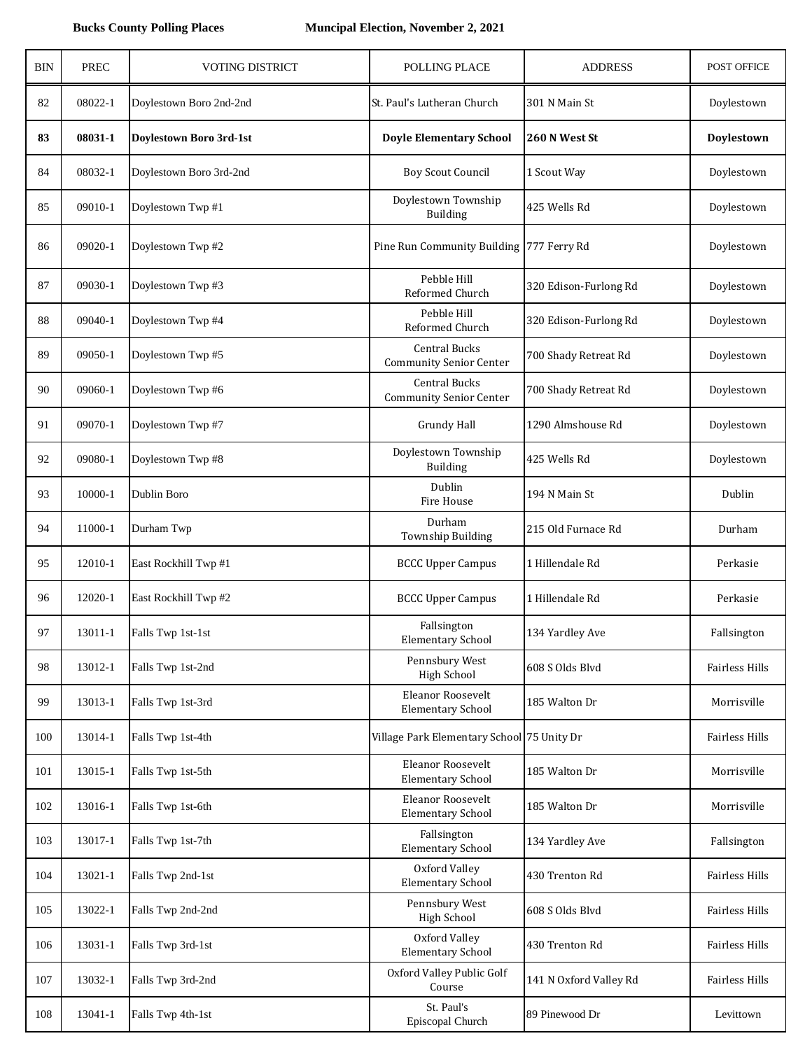**Bucks County Polling Places** **Muncipal Election, November 2, 2021**

| BIN | PREC | VOTING DISTRICT | POLLING PLACE | ADDRESS | POST OFFICE |
|---|---|---|---|---|---|
| 82 | 08022-1 | Doylestown Boro 2nd-2nd | St. Paul's Lutheran Church | 301 N Main St | Doylestown |
| **83** | **08031-1** | **Doylestown Boro 3rd-1st** | **Doyle Elementary School** | **260 N West St** | **Doylestown** |
| 84 | 08032-1 | Doylestown Boro 3rd-2nd | Boy Scout Council | 1 Scout Way | Doylestown |
| 85 | 09010-1 | Doylestown Twp #1 | Doylestown Township Building | 425 Wells Rd | Doylestown |
| 86 | 09020-1 | Doylestown Twp #2 | Pine Run Community Building | 777 Ferry Rd | Doylestown |
| 87 | 09030-1 | Doylestown Twp #3 | Pebble Hill Reformed Church | 320 Edison-Furlong Rd | Doylestown |
| 88 | 09040-1 | Doylestown Twp #4 | Pebble Hill Reformed Church | 320 Edison-Furlong Rd | Doylestown |
| 89 | 09050-1 | Doylestown Twp #5 | Central Bucks Community Senior Center | 700 Shady Retreat Rd | Doylestown |
| 90 | 09060-1 | Doylestown Twp #6 | Central Bucks Community Senior Center | 700 Shady Retreat Rd | Doylestown |
| 91 | 09070-1 | Doylestown Twp #7 | Grundy Hall | 1290 Almshouse Rd | Doylestown |
| 92 | 09080-1 | Doylestown Twp #8 | Doylestown Township Building | 425 Wells Rd | Doylestown |
| 93 | 10000-1 | Dublin Boro | Dublin Fire House | 194 N Main St | Dublin |
| 94 | 11000-1 | Durham Twp | Durham Township Building | 215 Old Furnace Rd | Durham |
| 95 | 12010-1 | East Rockhill Twp #1 | BCCC Upper Campus | 1 Hillendale Rd | Perkasie |
| 96 | 12020-1 | East Rockhill Twp #2 | BCCC Upper Campus | 1 Hillendale Rd | Perkasie |
| 97 | 13011-1 | Falls Twp 1st-1st | Fallsington Elementary School | 134 Yardley Ave | Fallsington |
| 98 | 13012-1 | Falls Twp 1st-2nd | Pennsbury West High School | 608 S Olds Blvd | Fairless Hills |
| 99 | 13013-1 | Falls Twp 1st-3rd | Eleanor Roosevelt Elementary School | 185 Walton Dr | Morrisville |
| 100 | 13014-1 | Falls Twp 1st-4th | Village Park Elementary School | 75 Unity Dr | Fairless Hills |
| 101 | 13015-1 | Falls Twp 1st-5th | Eleanor Roosevelt Elementary School | 185 Walton Dr | Morrisville |
| 102 | 13016-1 | Falls Twp 1st-6th | Eleanor Roosevelt Elementary School | 185 Walton Dr | Morrisville |
| 103 | 13017-1 | Falls Twp 1st-7th | Fallsington Elementary School | 134 Yardley Ave | Fallsington |
| 104 | 13021-1 | Falls Twp 2nd-1st | Oxford Valley Elementary School | 430 Trenton Rd | Fairless Hills |
| 105 | 13022-1 | Falls Twp 2nd-2nd | Pennsbury West High School | 608 S Olds Blvd | Fairless Hills |
| 106 | 13031-1 | Falls Twp 3rd-1st | Oxford Valley Elementary School | 430 Trenton Rd | Fairless Hills |
| 107 | 13032-1 | Falls Twp 3rd-2nd | Oxford Valley Public Golf Course | 141 N Oxford Valley Rd | Fairless Hills |
| 108 | 13041-1 | Falls Twp 4th-1st | St. Paul's Episcopal Church | 89 Pinewood Dr | Levittown |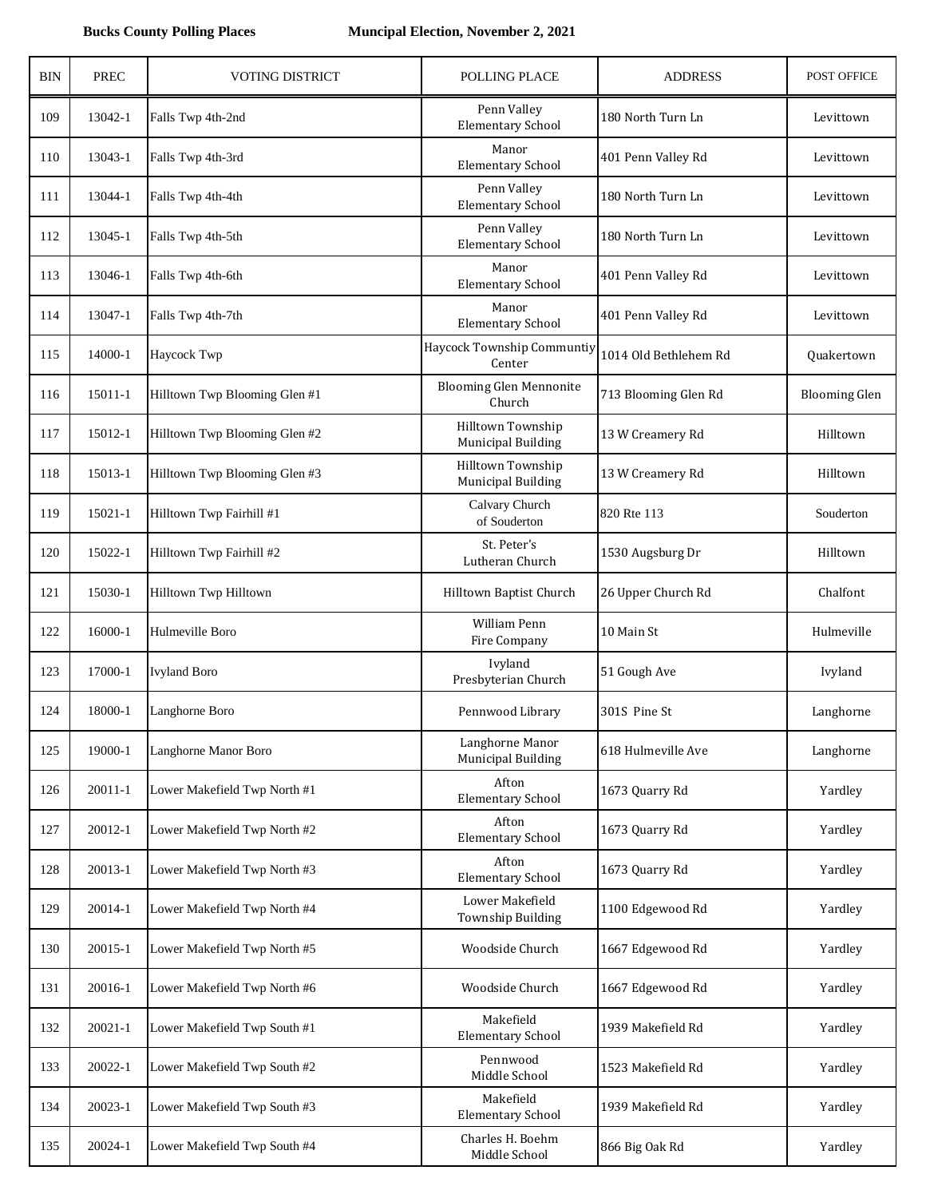**Bucks County Polling Places** **Muncipal Election, November 2, 2021**

| BIN | PREC | VOTING DISTRICT | POLLING PLACE | ADDRESS | POST OFFICE |
|---|---|---|---|---|---|
| 109 | 13042-1 | Falls Twp 4th-2nd | Penn Valley Elementary School | 180 North Turn Ln | Levittown |
| 110 | 13043-1 | Falls Twp 4th-3rd | Manor Elementary School | 401 Penn Valley Rd | Levittown |
| 111 | 13044-1 | Falls Twp 4th-4th | Penn Valley Elementary School | 180 North Turn Ln | Levittown |
| 112 | 13045-1 | Falls Twp 4th-5th | Penn Valley Elementary School | 180 North Turn Ln | Levittown |
| 113 | 13046-1 | Falls Twp 4th-6th | Manor Elementary School | 401 Penn Valley Rd | Levittown |
| 114 | 13047-1 | Falls Twp 4th-7th | Manor Elementary School | 401 Penn Valley Rd | Levittown |
| 115 | 14000-1 | Haycock Twp | Haycock Township Communtiy Center | 1014 Old Bethlehem Rd | Quakertown |
| 116 | 15011-1 | Hilltown Twp Blooming Glen #1 | Blooming Glen Mennonite Church | 713 Blooming Glen Rd | Blooming Glen |
| 117 | 15012-1 | Hilltown Twp Blooming Glen #2 | Hilltown Township Municipal Building | 13 W Creamery Rd | Hilltown |
| 118 | 15013-1 | Hilltown Twp Blooming Glen #3 | Hilltown Township Municipal Building | 13 W Creamery Rd | Hilltown |
| 119 | 15021-1 | Hilltown Twp Fairhill #1 | Calvary Church of Souderton | 820 Rte 113 | Souderton |
| 120 | 15022-1 | Hilltown Twp Fairhill #2 | St. Peter's Lutheran Church | 1530 Augsburg Dr | Hilltown |
| 121 | 15030-1 | Hilltown Twp Hilltown | Hilltown Baptist Church | 26 Upper Church Rd | Chalfont |
| 122 | 16000-1 | Hulmeville Boro | William Penn Fire Company | 10 Main St | Hulmeville |
| 123 | 17000-1 | Ivyland Boro | Ivyland Presbyterian Church | 51 Gough Ave | Ivyland |
| 124 | 18000-1 | Langhorne Boro | Pennwood Library | 301S Pine St | Langhorne |
| 125 | 19000-1 | Langhorne Manor Boro | Langhorne Manor Municipal Building | 618 Hulmeville Ave | Langhorne |
| 126 | 20011-1 | Lower Makefield Twp North #1 | Afton Elementary School | 1673 Quarry Rd | Yardley |
| 127 | 20012-1 | Lower Makefield Twp North #2 | Afton Elementary School | 1673 Quarry Rd | Yardley |
| 128 | 20013-1 | Lower Makefield Twp North #3 | Afton Elementary School | 1673 Quarry Rd | Yardley |
| 129 | 20014-1 | Lower Makefield Twp North #4 | Lower Makefield Township Building | 1100 Edgewood Rd | Yardley |
| 130 | 20015-1 | Lower Makefield Twp North #5 | Woodside Church | 1667 Edgewood Rd | Yardley |
| 131 | 20016-1 | Lower Makefield Twp North #6 | Woodside Church | 1667 Edgewood Rd | Yardley |
| 132 | 20021-1 | Lower Makefield Twp South #1 | Makefield Elementary School | 1939 Makefield Rd | Yardley |
| 133 | 20022-1 | Lower Makefield Twp South #2 | Pennwood Middle School | 1523 Makefield Rd | Yardley |
| 134 | 20023-1 | Lower Makefield Twp South #3 | Makefield Elementary School | 1939 Makefield Rd | Yardley |
| 135 | 20024-1 | Lower Makefield Twp South #4 | Charles H. Boehm Middle School | 866 Big Oak Rd | Yardley |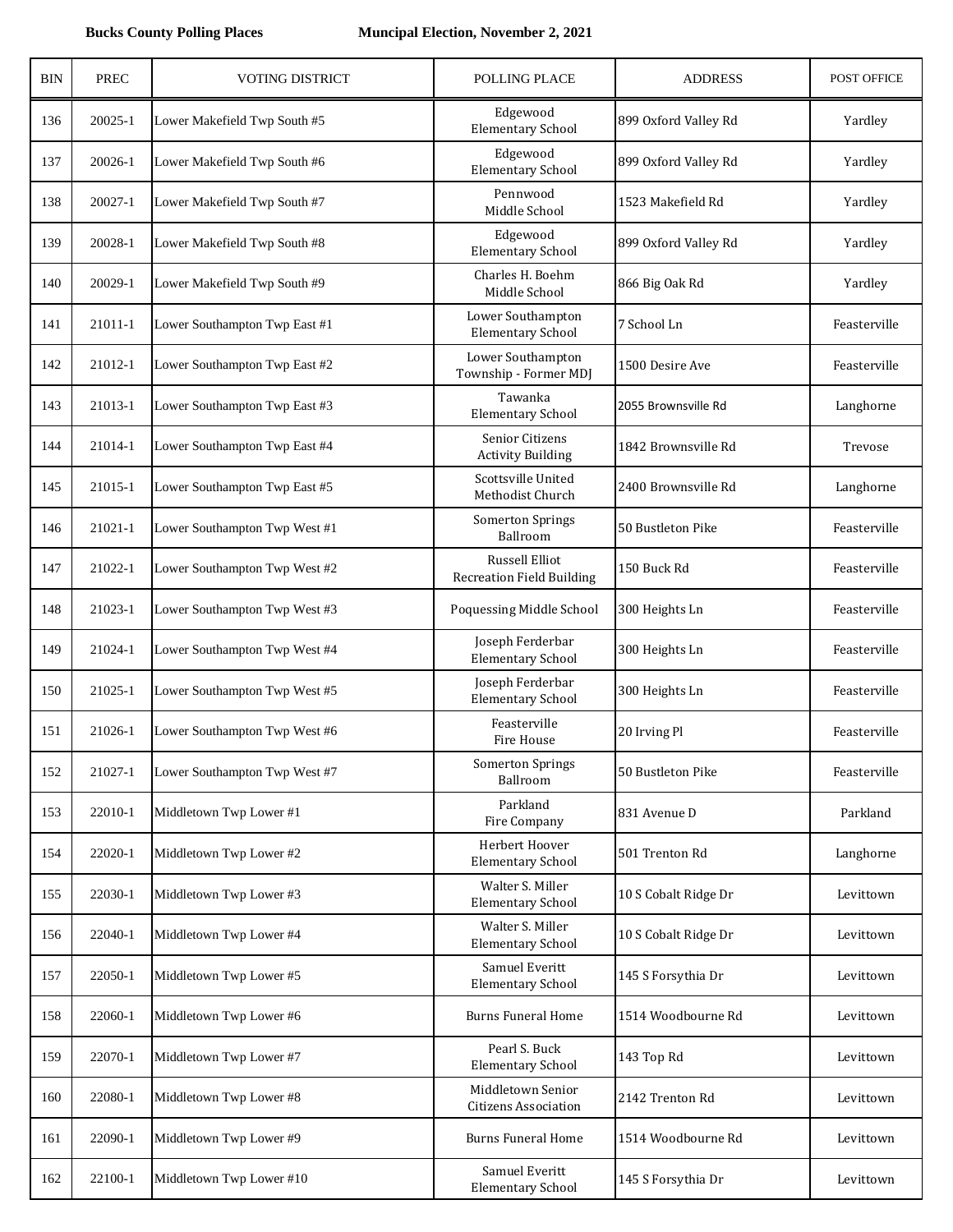**Bucks County Polling Places** **Muncipal Election, November 2, 2021**

| BIN | PREC | VOTING DISTRICT | POLLING PLACE | ADDRESS | POST OFFICE |
|---|---|---|---|---|---|
| 136 | 20025-1 | Lower Makefield Twp South #5 | Edgewood Elementary School | 899 Oxford Valley Rd | Yardley |
| 137 | 20026-1 | Lower Makefield Twp South #6 | Edgewood Elementary School | 899 Oxford Valley Rd | Yardley |
| 138 | 20027-1 | Lower Makefield Twp South #7 | Pennwood Middle School | 1523 Makefield Rd | Yardley |
| 139 | 20028-1 | Lower Makefield Twp South #8 | Edgewood Elementary School | 899 Oxford Valley Rd | Yardley |
| 140 | 20029-1 | Lower Makefield Twp South #9 | Charles H. Boehm Middle School | 866 Big Oak Rd | Yardley |
| 141 | 21011-1 | Lower Southampton Twp East #1 | Lower Southampton Elementary School | 7 School Ln | Feasterville |
| 142 | 21012-1 | Lower Southampton Twp East #2 | Lower Southampton Township - Former MDJ | 1500 Desire Ave | Feasterville |
| 143 | 21013-1 | Lower Southampton Twp East #3 | Tawanka Elementary School | 2055 Brownsville Rd | Langhorne |
| 144 | 21014-1 | Lower Southampton Twp East #4 | Senior Citizens Activity Building | 1842 Brownsville Rd | Trevose |
| 145 | 21015-1 | Lower Southampton Twp East #5 | Scottsville United Methodist Church | 2400 Brownsville Rd | Langhorne |
| 146 | 21021-1 | Lower Southampton Twp West #1 | Somerton Springs Ballroom | 50 Bustleton Pike | Feasterville |
| 147 | 21022-1 | Lower Southampton Twp West #2 | Russell Elliot Recreation Field Building | 150 Buck Rd | Feasterville |
| 148 | 21023-1 | Lower Southampton Twp West #3 | Poquessing Middle School | 300 Heights Ln | Feasterville |
| 149 | 21024-1 | Lower Southampton Twp West #4 | Joseph Ferderbar Elementary School | 300 Heights Ln | Feasterville |
| 150 | 21025-1 | Lower Southampton Twp West #5 | Joseph Ferderbar Elementary School | 300 Heights Ln | Feasterville |
| 151 | 21026-1 | Lower Southampton Twp West #6 | Feasterville Fire House | 20 Irving Pl | Feasterville |
| 152 | 21027-1 | Lower Southampton Twp West #7 | Somerton Springs Ballroom | 50 Bustleton Pike | Feasterville |
| 153 | 22010-1 | Middletown Twp Lower #1 | Parkland Fire Company | 831 Avenue D | Parkland |
| 154 | 22020-1 | Middletown Twp Lower #2 | Herbert Hoover Elementary School | 501 Trenton Rd | Langhorne |
| 155 | 22030-1 | Middletown Twp Lower #3 | Walter S. Miller Elementary School | 10 S Cobalt Ridge Dr | Levittown |
| 156 | 22040-1 | Middletown Twp Lower #4 | Walter S. Miller Elementary School | 10 S Cobalt Ridge Dr | Levittown |
| 157 | 22050-1 | Middletown Twp Lower #5 | Samuel Everitt Elementary School | 145 S Forsythia Dr | Levittown |
| 158 | 22060-1 | Middletown Twp Lower #6 | Burns Funeral Home | 1514 Woodbourne Rd | Levittown |
| 159 | 22070-1 | Middletown Twp Lower #7 | Pearl S. Buck Elementary School | 143 Top Rd | Levittown |
| 160 | 22080-1 | Middletown Twp Lower #8 | Middletown Senior Citizens Association | 2142 Trenton Rd | Levittown |
| 161 | 22090-1 | Middletown Twp Lower #9 | Burns Funeral Home | 1514 Woodbourne Rd | Levittown |
| 162 | 22100-1 | Middletown Twp Lower #10 | Samuel Everitt Elementary School | 145 S Forsythia Dr | Levittown |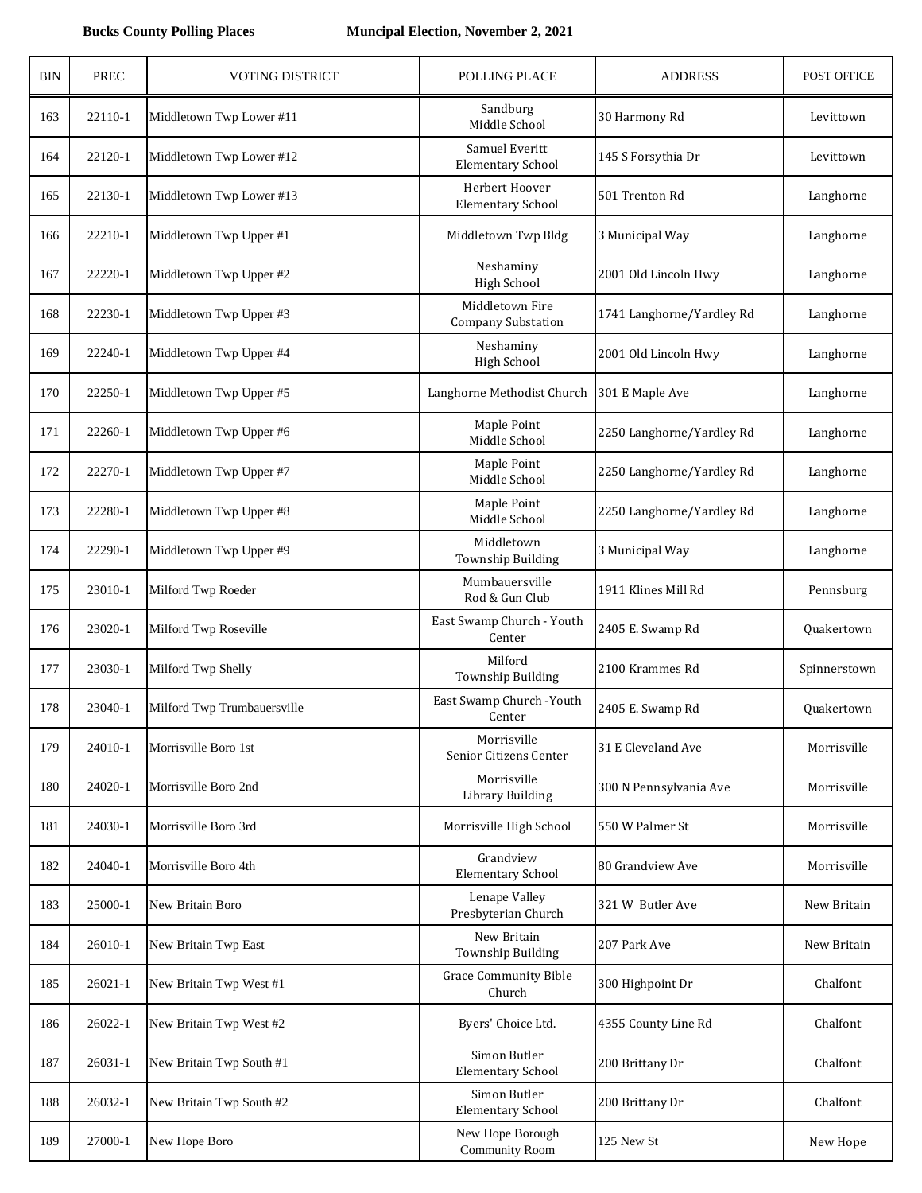**Bucks County Polling Places** **Muncipal Election, November 2, 2021**

| BIN | PREC | VOTING DISTRICT | POLLING PLACE | ADDRESS | POST OFFICE |
|---|---|---|---|---|---|
| 163 | 22110-1 | Middletown Twp Lower #11 | Sandburg Middle School | 30 Harmony Rd | Levittown |
| 164 | 22120-1 | Middletown Twp Lower #12 | Samuel Everitt Elementary School | 145 S Forsythia Dr | Levittown |
| 165 | 22130-1 | Middletown Twp Lower #13 | Herbert Hoover Elementary School | 501 Trenton Rd | Langhorne |
| 166 | 22210-1 | Middletown Twp Upper #1 | Middletown Twp Bldg | 3 Municipal Way | Langhorne |
| 167 | 22220-1 | Middletown Twp Upper #2 | Neshaminy High School | 2001 Old Lincoln Hwy | Langhorne |
| 168 | 22230-1 | Middletown Twp Upper #3 | Middletown Fire Company Substation | 1741 Langhorne/Yardley Rd | Langhorne |
| 169 | 22240-1 | Middletown Twp Upper #4 | Neshaminy High School | 2001 Old Lincoln Hwy | Langhorne |
| 170 | 22250-1 | Middletown Twp Upper #5 | Langhorne Methodist Church | 301 E Maple Ave | Langhorne |
| 171 | 22260-1 | Middletown Twp Upper #6 | Maple Point Middle School | 2250 Langhorne/Yardley Rd | Langhorne |
| 172 | 22270-1 | Middletown Twp Upper #7 | Maple Point Middle School | 2250 Langhorne/Yardley Rd | Langhorne |
| 173 | 22280-1 | Middletown Twp Upper #8 | Maple Point Middle School | 2250 Langhorne/Yardley Rd | Langhorne |
| 174 | 22290-1 | Middletown Twp Upper #9 | Middletown Township Building | 3 Municipal Way | Langhorne |
| 175 | 23010-1 | Milford Twp Roeder | Mumbauersville Rod & Gun Club | 1911 Klines Mill Rd | Pennsburg |
| 176 | 23020-1 | Milford Twp Roseville | East Swamp Church - Youth Center | 2405 E. Swamp Rd | Quakertown |
| 177 | 23030-1 | Milford Twp Shelly | Milford Township Building | 2100 Krammes Rd | Spinnerstown |
| 178 | 23040-1 | Milford Twp Trumbauersville | East Swamp Church -Youth Center | 2405 E. Swamp Rd | Quakertown |
| 179 | 24010-1 | Morrisville Boro 1st | Morrisville Senior Citizens Center | 31 E Cleveland Ave | Morrisville |
| 180 | 24020-1 | Morrisville Boro 2nd | Morrisville Library Building | 300 N Pennsylvania Ave | Morrisville |
| 181 | 24030-1 | Morrisville Boro 3rd | Morrisville High School | 550 W Palmer St | Morrisville |
| 182 | 24040-1 | Morrisville Boro 4th | Grandview Elementary School | 80 Grandview Ave | Morrisville |
| 183 | 25000-1 | New Britain Boro | Lenape Valley Presbyterian Church | 321 W Butler Ave | New Britain |
| 184 | 26010-1 | New Britain Twp East | New Britain Township Building | 207 Park Ave | New Britain |
| 185 | 26021-1 | New Britain Twp West #1 | Grace Community Bible Church | 300 Highpoint Dr | Chalfont |
| 186 | 26022-1 | New Britain Twp West #2 | Byers' Choice Ltd. | 4355 County Line Rd | Chalfont |
| 187 | 26031-1 | New Britain Twp South #1 | Simon Butler Elementary School | 200 Brittany Dr | Chalfont |
| 188 | 26032-1 | New Britain Twp South #2 | Simon Butler Elementary School | 200 Brittany Dr | Chalfont |
| 189 | 27000-1 | New Hope Boro | New Hope Borough Community Room | 125 New St | New Hope |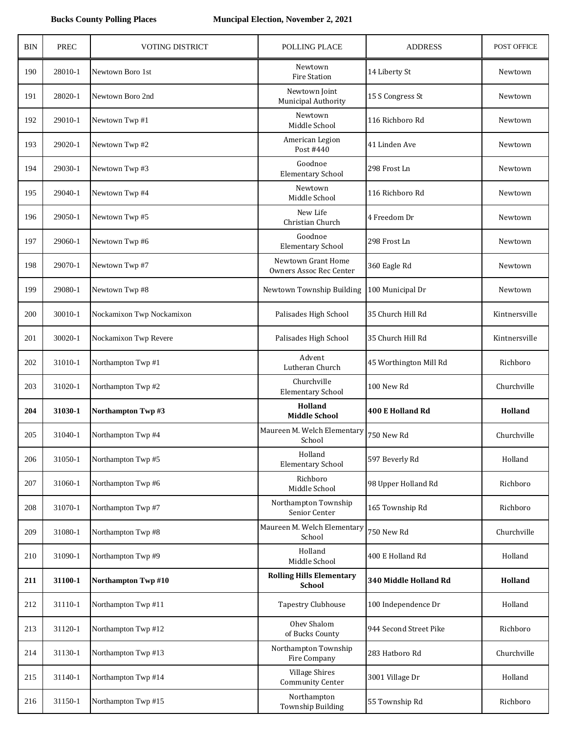**Bucks County Polling Places** **Muncipal Election, November 2, 2021**

| BIN | PREC | VOTING DISTRICT | POLLING PLACE | ADDRESS | POST OFFICE |
|---|---|---|---|---|---|
| 190 | 28010-1 | Newtown Boro 1st | Newtown Fire Station | 14 Liberty St | Newtown |
| 191 | 28020-1 | Newtown Boro 2nd | Newtown Joint Municipal Authority | 15 S Congress St | Newtown |
| 192 | 29010-1 | Newtown Twp #1 | Newtown Middle School | 116 Richboro Rd | Newtown |
| 193 | 29020-1 | Newtown Twp #2 | American Legion Post #440 | 41 Linden Ave | Newtown |
| 194 | 29030-1 | Newtown Twp #3 | Goodnoe Elementary School | 298 Frost Ln | Newtown |
| 195 | 29040-1 | Newtown Twp #4 | Newtown Middle School | 116 Richboro Rd | Newtown |
| 196 | 29050-1 | Newtown Twp #5 | New Life Christian Church | 4 Freedom Dr | Newtown |
| 197 | 29060-1 | Newtown Twp #6 | Goodnoe Elementary School | 298 Frost Ln | Newtown |
| 198 | 29070-1 | Newtown Twp #7 | Newtown Grant Home Owners Assoc Rec Center | 360 Eagle Rd | Newtown |
| 199 | 29080-1 | Newtown Twp #8 | Newtown Township Building | 100 Municipal Dr | Newtown |
| 200 | 30010-1 | Nockamixon Twp Nockamixon | Palisades High School | 35 Church Hill Rd | Kintnersville |
| 201 | 30020-1 | Nockamixon Twp Revere | Palisades High School | 35 Church Hill Rd | Kintnersville |
| 202 | 31010-1 | Northampton Twp #1 | Advent Lutheran Church | 45 Worthington Mill Rd | Richboro |
| 203 | 31020-1 | Northampton Twp #2 | Churchville Elementary School | 100 New Rd | Churchville |
| **204** | **31030-1** | **Northampton Twp #3** | **Holland Middle School** | **400 E Holland Rd** | **Holland** |
| 205 | 31040-1 | Northampton Twp #4 | Maureen M. Welch Elementary School | 750 New Rd | Churchville |
| 206 | 31050-1 | Northampton Twp #5 | Holland Elementary School | 597 Beverly Rd | Holland |
| 207 | 31060-1 | Northampton Twp #6 | Richboro Middle School | 98 Upper Holland Rd | Richboro |
| 208 | 31070-1 | Northampton Twp #7 | Northampton Township Senior Center | 165 Township Rd | Richboro |
| 209 | 31080-1 | Northampton Twp #8 | Maureen M. Welch Elementary School | 750 New Rd | Churchville |
| 210 | 31090-1 | Northampton Twp #9 | Holland Middle School | 400 E Holland Rd | Holland |
| **211** | **31100-1** | **Northampton Twp #10** | **Rolling Hills Elementary School** | **340 Middle Holland Rd** | **Holland** |
| 212 | 31110-1 | Northampton Twp #11 | Tapestry Clubhouse | 100 Independence Dr | Holland |
| 213 | 31120-1 | Northampton Twp #12 | Ohev Shalom of Bucks County | 944 Second Street Pike | Richboro |
| 214 | 31130-1 | Northampton Twp #13 | Northampton Township Fire Company | 283 Hatboro Rd | Churchville |
| 215 | 31140-1 | Northampton Twp #14 | Village Shires Community Center | 3001 Village Dr | Holland |
| 216 | 31150-1 | Northampton Twp #15 | Northampton Township Building | 55 Township Rd | Richboro |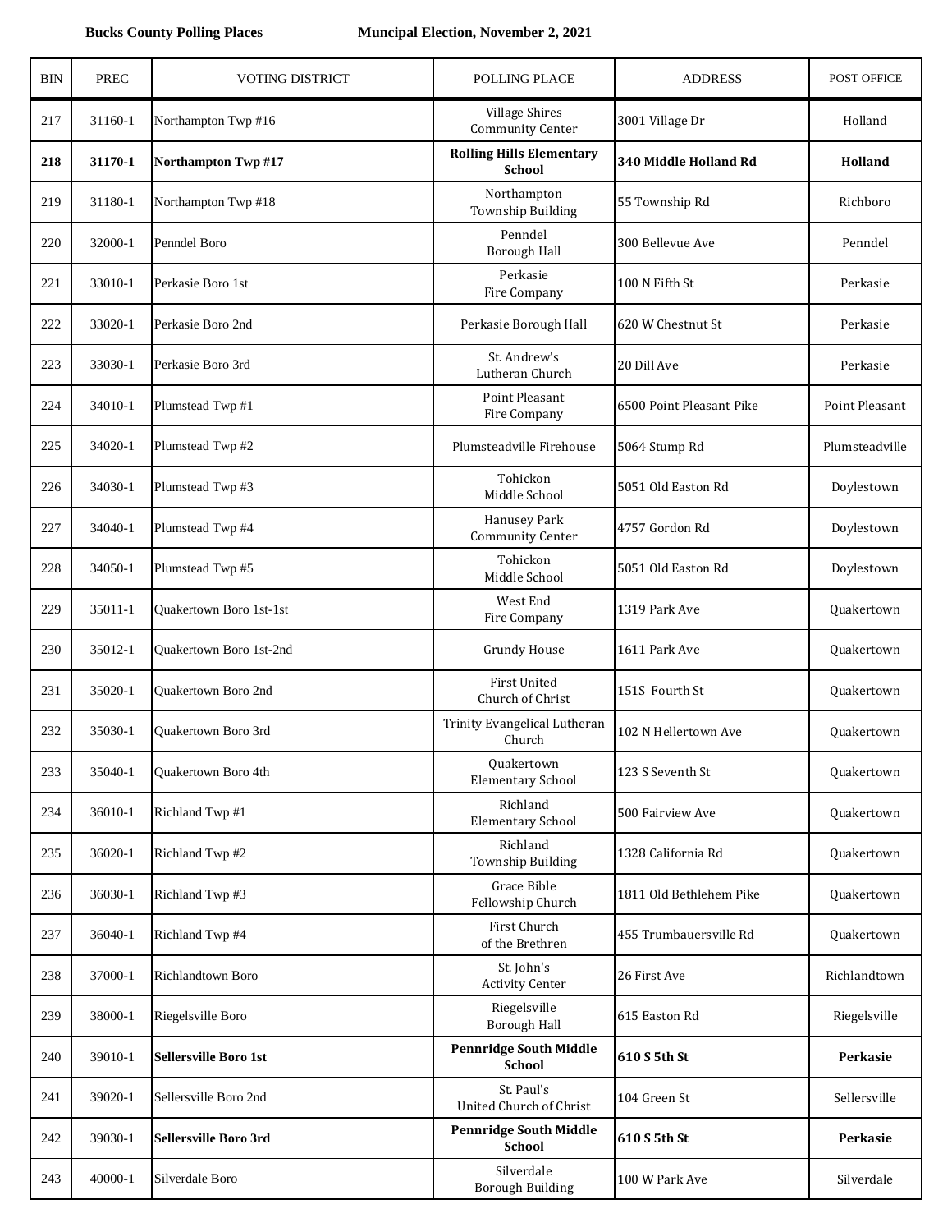**Bucks County Polling Places** **Muncipal Election, November 2, 2021**

| BIN | PREC | VOTING DISTRICT | POLLING PLACE | ADDRESS | POST OFFICE |
|---|---|---|---|---|---|
| 217 | 31160-1 | Northampton Twp #16 | Village Shires Community Center | 3001 Village Dr | Holland |
| **218** | **31170-1** | **Northampton Twp #17** | **Rolling Hills Elementary School** | **340 Middle Holland Rd** | **Holland** |
| 219 | 31180-1 | Northampton Twp #18 | Northampton Township Building | 55 Township Rd | Richboro |
| 220 | 32000-1 | Penndel Boro | Penndel Borough Hall | 300 Bellevue Ave | Penndel |
| 221 | 33010-1 | Perkasie Boro 1st | Perkasie Fire Company | 100 N Fifth St | Perkasie |
| 222 | 33020-1 | Perkasie Boro 2nd | Perkasie Borough Hall | 620 W Chestnut St | Perkasie |
| 223 | 33030-1 | Perkasie Boro 3rd | St. Andrew's Lutheran Church | 20 Dill Ave | Perkasie |
| 224 | 34010-1 | Plumstead Twp #1 | Point Pleasant Fire Company | 6500 Point Pleasant Pike | Point Pleasant |
| 225 | 34020-1 | Plumstead Twp #2 | Plumsteadville Firehouse | 5064 Stump Rd | Plumsteadville |
| 226 | 34030-1 | Plumstead Twp #3 | Tohickon Middle School | 5051 Old Easton Rd | Doylestown |
| 227 | 34040-1 | Plumstead Twp #4 | Hanusey Park Community Center | 4757 Gordon Rd | Doylestown |
| 228 | 34050-1 | Plumstead Twp #5 | Tohickon Middle School | 5051 Old Easton Rd | Doylestown |
| 229 | 35011-1 | Quakertown Boro 1st-1st | West End Fire Company | 1319 Park Ave | Quakertown |
| 230 | 35012-1 | Quakertown Boro 1st-2nd | Grundy House | 1611 Park Ave | Quakertown |
| 231 | 35020-1 | Quakertown Boro 2nd | First United Church of Christ | 151S Fourth St | Quakertown |
| 232 | 35030-1 | Quakertown Boro 3rd | Trinity Evangelical Lutheran Church | 102 N Hellertown Ave | Quakertown |
| 233 | 35040-1 | Quakertown Boro 4th | Quakertown Elementary School | 123 S Seventh St | Quakertown |
| 234 | 36010-1 | Richland Twp #1 | Richland Elementary School | 500 Fairview Ave | Quakertown |
| 235 | 36020-1 | Richland Twp #2 | Richland Township Building | 1328 California Rd | Quakertown |
| 236 | 36030-1 | Richland Twp #3 | Grace Bible Fellowship Church | 1811 Old Bethlehem Pike | Quakertown |
| 237 | 36040-1 | Richland Twp #4 | First Church of the Brethren | 455 Trumbauersville Rd | Quakertown |
| 238 | 37000-1 | Richlandtown Boro | St. John's Activity Center | 26 First Ave | Richlandtown |
| 239 | 38000-1 | Riegelsville Boro | Riegelsville Borough Hall | 615 Easton Rd | Riegelsville |
| 240 | 39010-1 | **Sellersville Boro 1st** | **Pennridge South Middle School** | **610 S 5th St** | **Perkasie** |
| 241 | 39020-1 | Sellersville Boro 2nd | St. Paul's United Church of Christ | 104 Green St | Sellersville |
| 242 | 39030-1 | **Sellersville Boro 3rd** | **Pennridge South Middle School** | **610 S 5th St** | **Perkasie** |
| 243 | 40000-1 | Silverdale Boro | Silverdale Borough Building | 100 W Park Ave | Silverdale |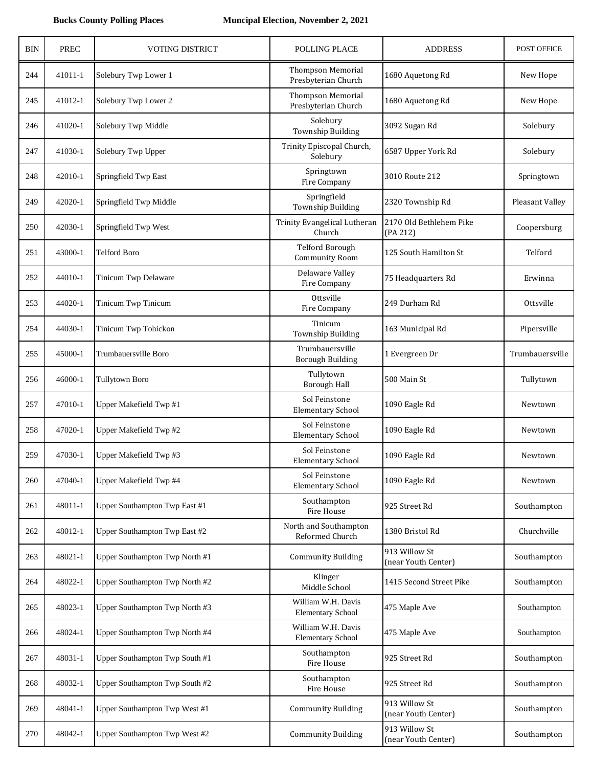**Bucks County Polling Places** **Muncipal Election, November 2, 2021**

| BIN | PREC | VOTING DISTRICT | POLLING PLACE | ADDRESS | POST OFFICE |
|---|---|---|---|---|---|
| 244 | 41011-1 | Solebury Twp Lower 1 | Thompson Memorial Presbyterian Church | 1680 Aquetong Rd | New Hope |
| 245 | 41012-1 | Solebury Twp Lower 2 | Thompson Memorial Presbyterian Church | 1680 Aquetong Rd | New Hope |
| 246 | 41020-1 | Solebury Twp Middle | Solebury Township Building | 3092 Sugan Rd | Solebury |
| 247 | 41030-1 | Solebury Twp Upper | Trinity Episcopal Church, Solebury | 6587 Upper York Rd | Solebury |
| 248 | 42010-1 | Springfield Twp East | Springtown Fire Company | 3010 Route 212 | Springtown |
| 249 | 42020-1 | Springfield Twp Middle | Springfield Township Building | 2320 Township Rd | Pleasant Valley |
| 250 | 42030-1 | Springfield Twp West | Trinity Evangelical Lutheran Church | 2170 Old Bethlehem Pike (PA 212) | Coopersburg |
| 251 | 43000-1 | Telford Boro | Telford Borough Community Room | 125 South Hamilton St | Telford |
| 252 | 44010-1 | Tinicum Twp Delaware | Delaware Valley Fire Company | 75 Headquarters Rd | Erwinna |
| 253 | 44020-1 | Tinicum Twp Tinicum | Ottsville Fire Company | 249 Durham Rd | Ottsville |
| 254 | 44030-1 | Tinicum Twp Tohickon | Tinicum Township Building | 163 Municipal Rd | Pipersville |
| 255 | 45000-1 | Trumbauersville Boro | Trumbauersville Borough Building | 1 Evergreen Dr | Trumbauersville |
| 256 | 46000-1 | Tullytown Boro | Tullytown Borough Hall | 500 Main St | Tullytown |
| 257 | 47010-1 | Upper Makefield Twp #1 | Sol Feinstone Elementary School | 1090 Eagle Rd | Newtown |
| 258 | 47020-1 | Upper Makefield Twp #2 | Sol Feinstone Elementary School | 1090 Eagle Rd | Newtown |
| 259 | 47030-1 | Upper Makefield Twp #3 | Sol Feinstone Elementary School | 1090 Eagle Rd | Newtown |
| 260 | 47040-1 | Upper Makefield Twp #4 | Sol Feinstone Elementary School | 1090 Eagle Rd | Newtown |
| 261 | 48011-1 | Upper Southampton Twp East #1 | Southampton Fire House | 925 Street Rd | Southampton |
| 262 | 48012-1 | Upper Southampton Twp East #2 | North and Southampton Reformed Church | 1380 Bristol Rd | Churchville |
| 263 | 48021-1 | Upper Southampton Twp North #1 | Community Building | 913 Willow St (near Youth Center) | Southampton |
| 264 | 48022-1 | Upper Southampton Twp North #2 | Klinger Middle School | 1415 Second Street Pike | Southampton |
| 265 | 48023-1 | Upper Southampton Twp North #3 | William W.H. Davis Elementary School | 475 Maple Ave | Southampton |
| 266 | 48024-1 | Upper Southampton Twp North #4 | William W.H. Davis Elementary School | 475 Maple Ave | Southampton |
| 267 | 48031-1 | Upper Southampton Twp South #1 | Southampton Fire House | 925 Street Rd | Southampton |
| 268 | 48032-1 | Upper Southampton Twp South #2 | Southampton Fire House | 925 Street Rd | Southampton |
| 269 | 48041-1 | Upper Southampton Twp West #1 | Community Building | 913 Willow St (near Youth Center) | Southampton |
| 270 | 48042-1 | Upper Southampton Twp West #2 | Community Building | 913 Willow St (near Youth Center) | Southampton |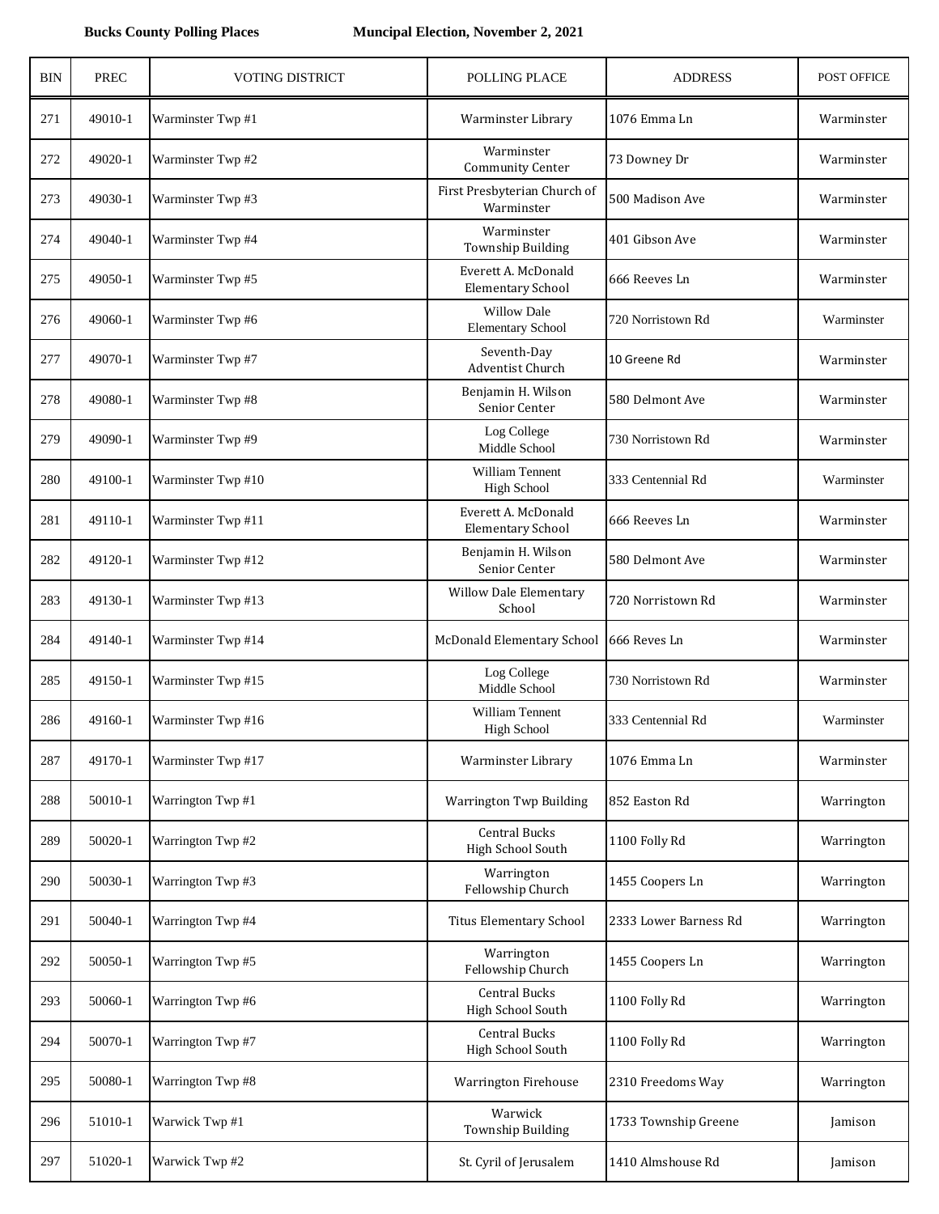**Bucks County Polling Places** **Muncipal Election, November 2, 2021**

| BIN | PREC | VOTING DISTRICT | POLLING PLACE | ADDRESS | POST OFFICE |
|---|---|---|---|---|---|
| 271 | 49010-1 | Warminster Twp #1 | Warminster Library | 1076 Emma Ln | Warminster |
| 272 | 49020-1 | Warminster Twp #2 | Warminster Community Center | 73 Downey Dr | Warminster |
| 273 | 49030-1 | Warminster Twp #3 | First Presbyterian Church of Warminster | 500 Madison Ave | Warminster |
| 274 | 49040-1 | Warminster Twp #4 | Warminster Township Building | 401 Gibson Ave | Warminster |
| 275 | 49050-1 | Warminster Twp #5 | Everett A. McDonald Elementary School | 666 Reeves Ln | Warminster |
| 276 | 49060-1 | Warminster Twp #6 | Willow Dale Elementary School | 720 Norristown Rd | Warminster |
| 277 | 49070-1 | Warminster Twp #7 | Seventh-Day Adventist Church | 10 Greene Rd | Warminster |
| 278 | 49080-1 | Warminster Twp #8 | Benjamin H. Wilson Senior Center | 580 Delmont Ave | Warminster |
| 279 | 49090-1 | Warminster Twp #9 | Log College Middle School | 730 Norristown Rd | Warminster |
| 280 | 49100-1 | Warminster Twp #10 | William Tennent High School | 333 Centennial Rd | Warminster |
| 281 | 49110-1 | Warminster Twp #11 | Everett A. McDonald Elementary School | 666 Reeves Ln | Warminster |
| 282 | 49120-1 | Warminster Twp #12 | Benjamin H. Wilson Senior Center | 580 Delmont Ave | Warminster |
| 283 | 49130-1 | Warminster Twp #13 | Willow Dale Elementary School | 720 Norristown Rd | Warminster |
| 284 | 49140-1 | Warminster Twp #14 | McDonald Elementary School | 666 Reves Ln | Warminster |
| 285 | 49150-1 | Warminster Twp #15 | Log College Middle School | 730 Norristown Rd | Warminster |
| 286 | 49160-1 | Warminster Twp #16 | William Tennent High School | 333 Centennial Rd | Warminster |
| 287 | 49170-1 | Warminster Twp #17 | Warminster Library | 1076 Emma Ln | Warminster |
| 288 | 50010-1 | Warrington Twp #1 | Warrington Twp Building | 852 Easton Rd | Warrington |
| 289 | 50020-1 | Warrington Twp #2 | Central Bucks High School South | 1100 Folly Rd | Warrington |
| 290 | 50030-1 | Warrington Twp #3 | Warrington Fellowship Church | 1455 Coopers Ln | Warrington |
| 291 | 50040-1 | Warrington Twp #4 | Titus Elementary School | 2333 Lower Barness Rd | Warrington |
| 292 | 50050-1 | Warrington Twp #5 | Warrington Fellowship Church | 1455 Coopers Ln | Warrington |
| 293 | 50060-1 | Warrington Twp #6 | Central Bucks High School South | 1100 Folly Rd | Warrington |
| 294 | 50070-1 | Warrington Twp #7 | Central Bucks High School South | 1100 Folly Rd | Warrington |
| 295 | 50080-1 | Warrington Twp #8 | Warrington Firehouse | 2310 Freedoms Way | Warrington |
| 296 | 51010-1 | Warwick Twp #1 | Warwick Township Building | 1733 Township Greene | Jamison |
| 297 | 51020-1 | Warwick Twp #2 | St. Cyril of Jerusalem | 1410 Almshouse Rd | Jamison |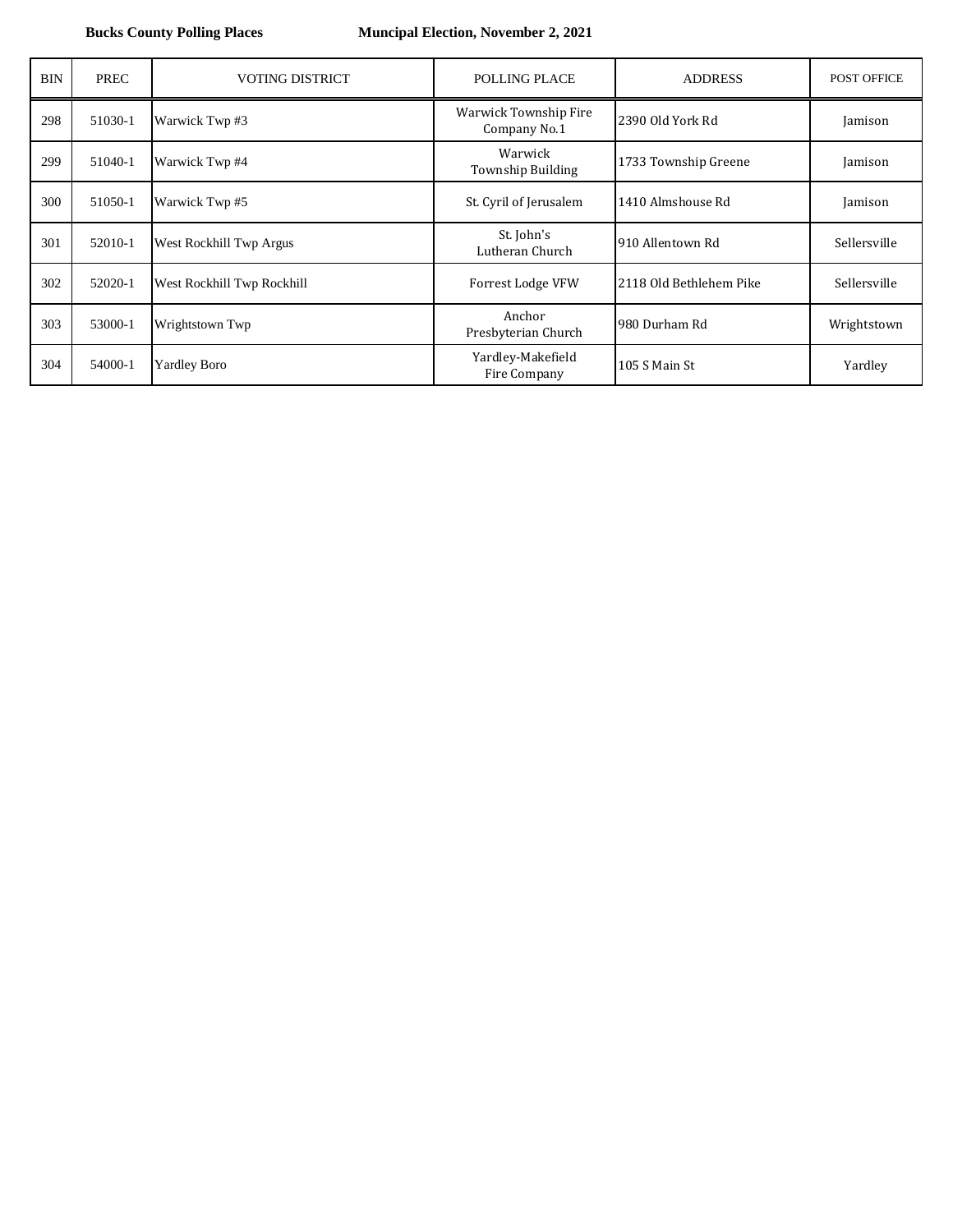**Bucks County Polling Places** **Muncipal Election, November 2, 2021**

| BIN | PREC | VOTING DISTRICT | POLLING PLACE | ADDRESS | POST OFFICE |
|---|---|---|---|---|---|
| 298 | 51030-1 | Warwick Twp #3 | Warwick Township Fire Company No.1 | 2390 Old York Rd | Jamison |
| 299 | 51040-1 | Warwick Twp #4 | Warwick Township Building | 1733 Township Greene | Jamison |
| 300 | 51050-1 | Warwick Twp #5 | St. Cyril of Jerusalem | 1410 Almshouse Rd | Jamison |
| 301 | 52010-1 | West Rockhill Twp Argus | St. John's Lutheran Church | 910 Allentown Rd | Sellersville |
| 302 | 52020-1 | West Rockhill Twp Rockhill | Forrest Lodge VFW | 2118 Old Bethlehem Pike | Sellersville |
| 303 | 53000-1 | Wrightstown Twp | Anchor Presbyterian Church | 980 Durham Rd | Wrightstown |
| 304 | 54000-1 | Yardley Boro | Yardley-Makefield Fire Company | 105 S Main St | Yardley |